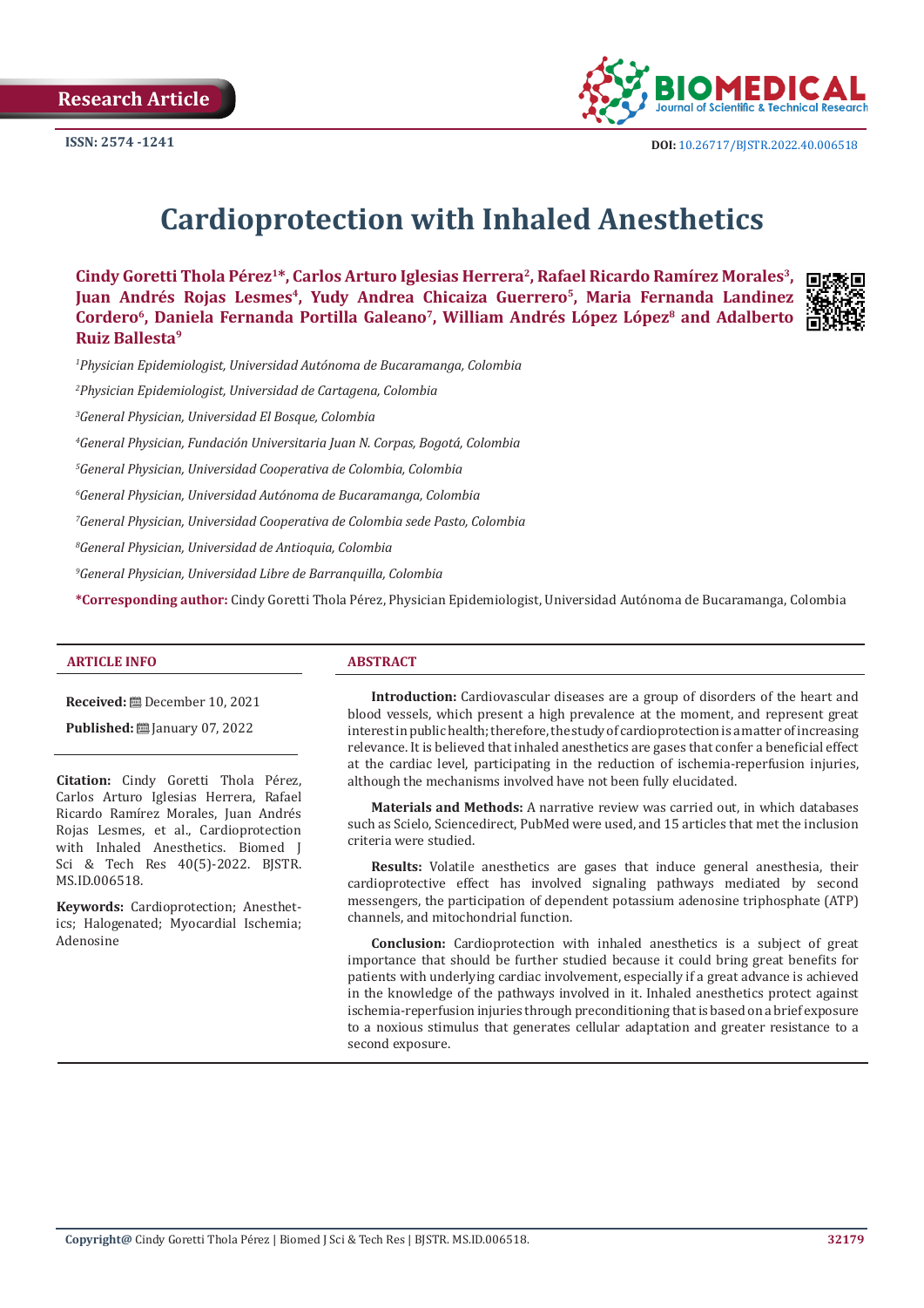Research Article

ISSN: 2574 -1241

DOI: 10.26717/BJSTR.2022.40.006518

# Cardioprotection with Inhaled Anesthetics

**Cindy Goretti Thola Pérez[1]*, Carlos Arturo Iglesias Herrera[2], Rafael Ricardo Ramírez Morales[3], Juan Andrés Rojas Lesmes[4], Yudy Andrea Chicaiza Guerrero[5], Maria Fernanda Landinez Cordero[6], Daniela Fernanda Portilla Galeano[7], William Andrés López López[8] and Adalberto Ruiz Ballesta[9]**

[1]*Physician Epidemiologist, Universidad Autónoma de Bucaramanga, Colombia*

[2]*Physician Epidemiologist, Universidad de Cartagena, Colombia*

[3]*General Physician, Universidad El Bosque, Colombia*

[4]*General Physician, Fundación Universitaria Juan N. Corpas, Bogotá, Colombia*

[5]*General Physician, Universidad Cooperativa de Colombia, Colombia*

[6]*General Physician, Universidad Autónoma de Bucaramanga, Colombia*

[7]*General Physician, Universidad Cooperativa de Colombia sede Pasto, Colombia*

[8]*General Physician, Universidad de Antioquia, Colombia*

[9]*General Physician, Universidad Libre de Barranquilla, Colombia*

**\*Corresponding author:** Cindy Goretti Thola Pérez, Physician Epidemiologist, Universidad Autónoma de Bucaramanga, Colombia

## ARTICLE INFO

**Received:** December 10, 2021

**Published:** January 07, 2022

**Citation:** Cindy Goretti Thola Pérez, Carlos Arturo Iglesias Herrera, Rafael Ricardo Ramírez Morales, Juan Andrés Rojas Lesmes, et al., Cardioprotection with Inhaled Anesthetics. Biomed J Sci & Tech Res 40(5)-2022. BJSTR. MS.ID.006518.

**Keywords:** Cardioprotection; Anesthetics; Halogenated; Myocardial Ischemia; Adenosine

## ABSTRACT

**Introduction:** Cardiovascular diseases are a group of disorders of the heart and blood vessels, which present a high prevalence at the moment, and represent great interest in public health; therefore, the study of cardioprotection is a matter of increasing relevance. It is believed that inhaled anesthetics are gases that confer a beneficial effect at the cardiac level, participating in the reduction of ischemia-reperfusion injuries, although the mechanisms involved have not been fully elucidated.

**Materials and Methods:** A narrative review was carried out, in which databases such as Scielo, Sciencedirect, PubMed were used, and 15 articles that met the inclusion criteria were studied.

**Results:** Volatile anesthetics are gases that induce general anesthesia, their cardioprotective effect has involved signaling pathways mediated by second messengers, the participation of dependent potassium adenosine triphosphate (ATP) channels, and mitochondrial function.

**Conclusion:** Cardioprotection with inhaled anesthetics is a subject of great importance that should be further studied because it could bring great benefits for patients with underlying cardiac involvement, especially if a great advance is achieved in the knowledge of the pathways involved in it. Inhaled anesthetics protect against ischemia-reperfusion injuries through preconditioning that is based on a brief exposure to a noxious stimulus that generates cellular adaptation and greater resistance to a second exposure.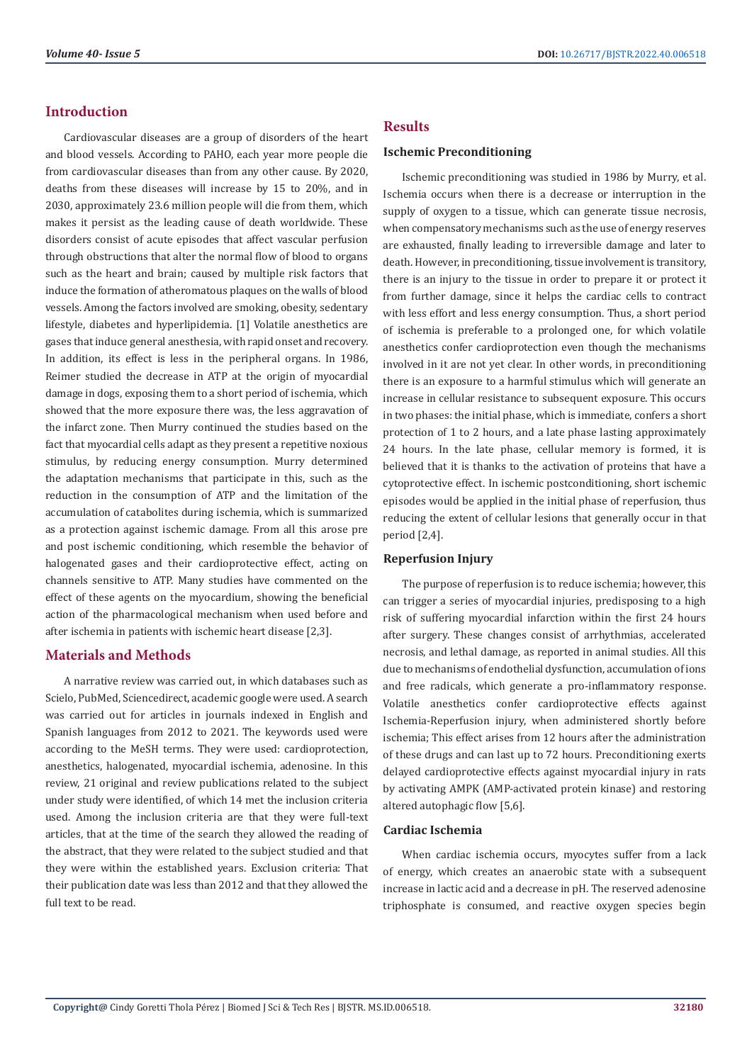## Introduction

Cardiovascular diseases are a group of disorders of the heart and blood vessels. According to PAHO, each year more people die from cardiovascular diseases than from any other cause. By 2020, deaths from these diseases will increase by 15 to 20%, and in 2030, approximately 23.6 million people will die from them, which makes it persist as the leading cause of death worldwide. These disorders consist of acute episodes that affect vascular perfusion through obstructions that alter the normal flow of blood to organs such as the heart and brain; caused by multiple risk factors that induce the formation of atheromatous plaques on the walls of blood vessels. Among the factors involved are smoking, obesity, sedentary lifestyle, diabetes and hyperlipidemia. [1] Volatile anesthetics are gases that induce general anesthesia, with rapid onset and recovery. In addition, its effect is less in the peripheral organs. In 1986, Reimer studied the decrease in ATP at the origin of myocardial damage in dogs, exposing them to a short period of ischemia, which showed that the more exposure there was, the less aggravation of the infarct zone. Then Murry continued the studies based on the fact that myocardial cells adapt as they present a repetitive noxious stimulus, by reducing energy consumption. Murry determined the adaptation mechanisms that participate in this, such as the reduction in the consumption of ATP and the limitation of the accumulation of catabolites during ischemia, which is summarized as a protection against ischemic damage. From all this arose pre and post ischemic conditioning, which resemble the behavior of halogenated gases and their cardioprotective effect, acting on channels sensitive to ATP. Many studies have commented on the effect of these agents on the myocardium, showing the beneficial action of the pharmacological mechanism when used before and after ischemia in patients with ischemic heart disease [2,3].

## Materials and Methods

A narrative review was carried out, in which databases such as Scielo, PubMed, Sciencedirect, academic google were used. A search was carried out for articles in journals indexed in English and Spanish languages from 2012 to 2021. The keywords used were according to the MeSH terms. They were used: cardioprotection, anesthetics, halogenated, myocardial ischemia, adenosine. In this review, 21 original and review publications related to the subject under study were identified, of which 14 met the inclusion criteria used. Among the inclusion criteria are that they were full-text articles, that at the time of the search they allowed the reading of the abstract, that they were related to the subject studied and that they were within the established years. Exclusion criteria: That their publication date was less than 2012 and that they allowed the full text to be read.

## Results

### Ischemic Preconditioning

Ischemic preconditioning was studied in 1986 by Murry, et al. Ischemia occurs when there is a decrease or interruption in the supply of oxygen to a tissue, which can generate tissue necrosis, when compensatory mechanisms such as the use of energy reserves are exhausted, finally leading to irreversible damage and later to death. However, in preconditioning, tissue involvement is transitory, there is an injury to the tissue in order to prepare it or protect it from further damage, since it helps the cardiac cells to contract with less effort and less energy consumption. Thus, a short period of ischemia is preferable to a prolonged one, for which volatile anesthetics confer cardioprotection even though the mechanisms involved in it are not yet clear. In other words, in preconditioning there is an exposure to a harmful stimulus which will generate an increase in cellular resistance to subsequent exposure. This occurs in two phases: the initial phase, which is immediate, confers a short protection of 1 to 2 hours, and a late phase lasting approximately 24 hours. In the late phase, cellular memory is formed, it is believed that it is thanks to the activation of proteins that have a cytoprotective effect. In ischemic postconditioning, short ischemic episodes would be applied in the initial phase of reperfusion, thus reducing the extent of cellular lesions that generally occur in that period [2,4].

### Reperfusion Injury

The purpose of reperfusion is to reduce ischemia; however, this can trigger a series of myocardial injuries, predisposing to a high risk of suffering myocardial infarction within the first 24 hours after surgery. These changes consist of arrhythmias, accelerated necrosis, and lethal damage, as reported in animal studies. All this due to mechanisms of endothelial dysfunction, accumulation of ions and free radicals, which generate a pro-inflammatory response. Volatile anesthetics confer cardioprotective effects against Ischemia-Reperfusion injury, when administered shortly before ischemia; This effect arises from 12 hours after the administration of these drugs and can last up to 72 hours. Preconditioning exerts delayed cardioprotective effects against myocardial injury in rats by activating AMPK (AMP-activated protein kinase) and restoring altered autophagic flow [5,6].

### Cardiac Ischemia

When cardiac ischemia occurs, myocytes suffer from a lack of energy, which creates an anaerobic state with a subsequent increase in lactic acid and a decrease in pH. The reserved adenosine triphosphate is consumed, and reactive oxygen species begin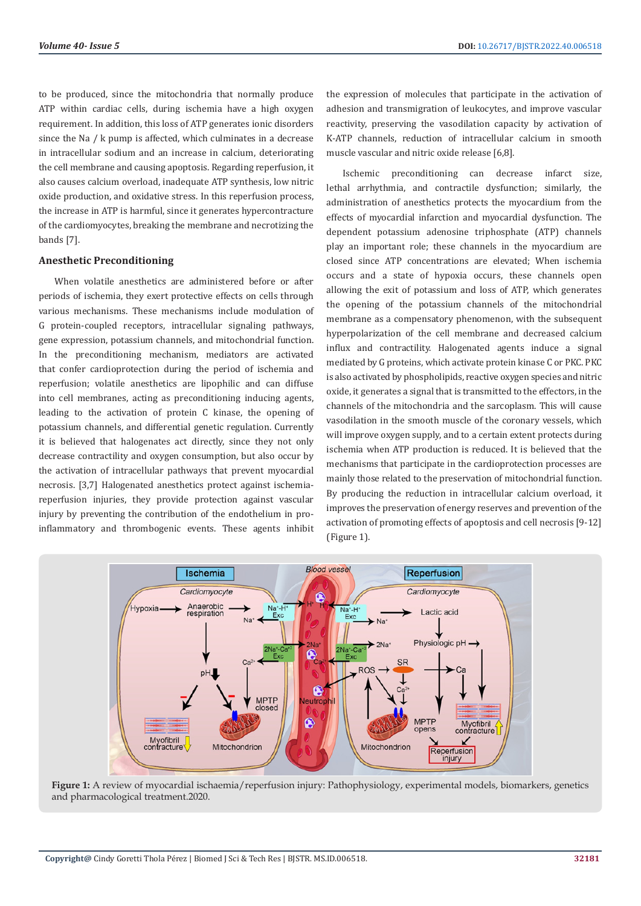to be produced, since the mitochondria that normally produce ATP within cardiac cells, during ischemia have a high oxygen requirement. In addition, this loss of ATP generates ionic disorders since the Na / k pump is affected, which culminates in a decrease in intracellular sodium and an increase in calcium, deteriorating the cell membrane and causing apoptosis. Regarding reperfusion, it also causes calcium overload, inadequate ATP synthesis, low nitric oxide production, and oxidative stress. In this reperfusion process, the increase in ATP is harmful, since it generates hypercontracture of the cardiomyocytes, breaking the membrane and necrotizing the bands [7].

## Anesthetic Preconditioning

When volatile anesthetics are administered before or after periods of ischemia, they exert protective effects on cells through various mechanisms. These mechanisms include modulation of G protein-coupled receptors, intracellular signaling pathways, gene expression, potassium channels, and mitochondrial function. In the preconditioning mechanism, mediators are activated that confer cardioprotection during the period of ischemia and reperfusion; volatile anesthetics are lipophilic and can diffuse into cell membranes, acting as preconditioning inducing agents, leading to the activation of protein C kinase, the opening of potassium channels, and differential genetic regulation. Currently it is believed that halogenates act directly, since they not only decrease contractility and oxygen consumption, but also occur by the activation of intracellular pathways that prevent myocardial necrosis. [3,7] Halogenated anesthetics protect against ischemia-reperfusion injuries, they provide protection against vascular injury by preventing the contribution of the endothelium in pro-inflammatory and thrombogenic events. These agents inhibit the expression of molecules that participate in the activation of adhesion and transmigration of leukocytes, and improve vascular reactivity, preserving the vasodilation capacity by activation of K-ATP channels, reduction of intracellular calcium in smooth muscle vascular and nitric oxide release [6,8].

Ischemic preconditioning can decrease infarct size, lethal arrhythmia, and contractile dysfunction; similarly, the administration of anesthetics protects the myocardium from the effects of myocardial infarction and myocardial dysfunction. The dependent potassium adenosine triphosphate (ATP) channels play an important role; these channels in the myocardium are closed since ATP concentrations are elevated; When ischemia occurs and a state of hypoxia occurs, these channels open allowing the exit of potassium and loss of ATP, which generates the opening of the potassium channels of the mitochondrial membrane as a compensatory phenomenon, with the subsequent hyperpolarization of the cell membrane and decreased calcium influx and contractility. Halogenated agents induce a signal mediated by G proteins, which activate protein kinase C or PKC. PKC is also activated by phospholipids, reactive oxygen species and nitric oxide, it generates a signal that is transmitted to the effectors, in the channels of the mitochondria and the sarcoplasm. This will cause vasodilation in the smooth muscle of the coronary vessels, which will improve oxygen supply, and to a certain extent protects during ischemia when ATP production is reduced. It is believed that the mechanisms that participate in the cardioprotection processes are mainly those related to the preservation of mitochondrial function. By producing the reduction in intracellular calcium overload, it improves the preservation of energy reserves and prevention of the activation of promoting effects of apoptosis and cell necrosis [9-12] (Figure 1).

**Figure 1:** A review of myocardial ischaemia/reperfusion injury: Pathophysiology, experimental models, biomarkers, genetics and pharmacological treatment.2020.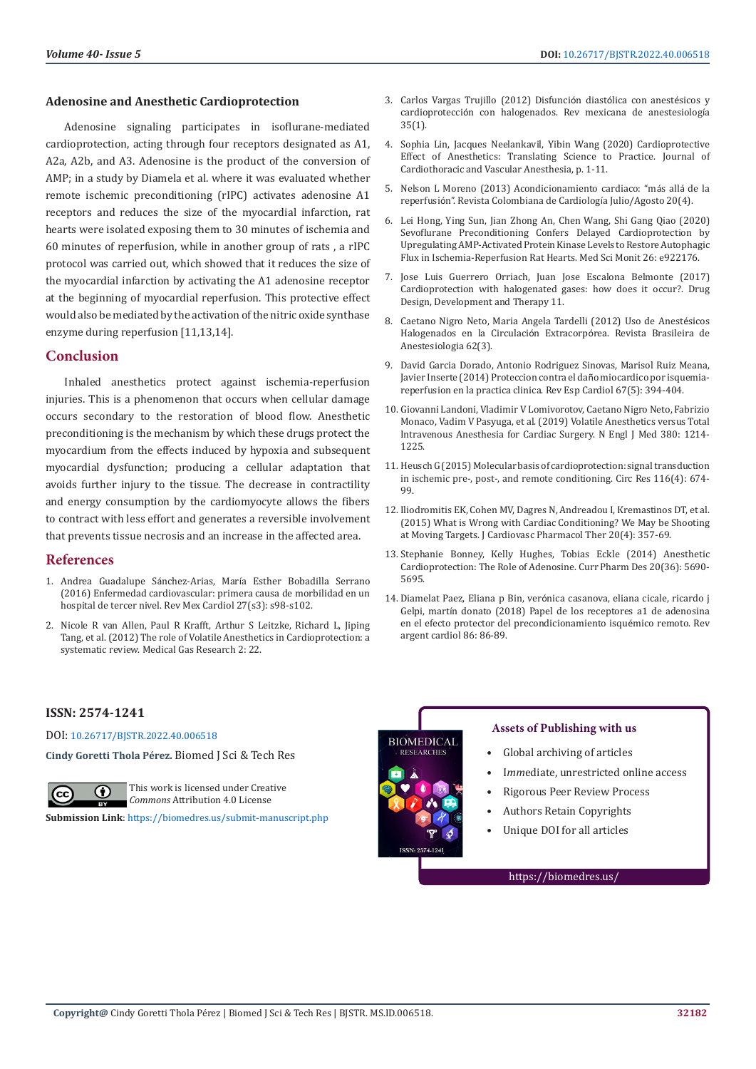## Adenosine and Anesthetic Cardioprotection

Adenosine signaling participates in isoflurane-mediated cardioprotection, acting through four receptors designated as A1, A2a, A2b, and A3. Adenosine is the product of the conversion of AMP; in a study by Diamela et al. where it was evaluated whether remote ischemic preconditioning (rIPC) activates adenosine A1 receptors and reduces the size of the myocardial infarction, rat hearts were isolated exposing them to 30 minutes of ischemia and 60 minutes of reperfusion, while in another group of rats , a rIPC protocol was carried out, which showed that it reduces the size of the myocardial infarction by activating the A1 adenosine receptor at the beginning of myocardial reperfusion. This protective effect would also be mediated by the activation of the nitric oxide synthase enzyme during reperfusion [11,13,14].

## Conclusion

Inhaled anesthetics protect against ischemia-reperfusion injuries. This is a phenomenon that occurs when cellular damage occurs secondary to the restoration of blood flow. Anesthetic preconditioning is the mechanism by which these drugs protect the myocardium from the effects induced by hypoxia and subsequent myocardial dysfunction; producing a cellular adaptation that avoids further injury to the tissue. The decrease in contractility and energy consumption by the cardiomyocyte allows the fibers to contract with less effort and generates a reversible involvement that prevents tissue necrosis and an increase in the affected area.

## References

1. Andrea Guadalupe Sánchez-Arias, María Esther Bobadilla Serrano (2016) Enfermedad cardiovascular: primera causa de morbilidad en un hospital de tercer nivel. Rev Mex Cardiol 27(s3): s98-s102.
2. Nicole R van Allen, Paul R Krafft, Arthur S Leitzke, Richard L, Jiping Tang, et al. (2012) The role of Volatile Anesthetics in Cardioprotection: a systematic review. Medical Gas Research 2: 22.
3. Carlos Vargas Trujillo (2012) Disfunción diastólica con anestésicos y cardioprotección con halogenados. Rev mexicana de anestesiología 35(1).
4. Sophia Lin, Jacques Neelankavil, Yibin Wang (2020) Cardioprotective Effect of Anesthetics: Translating Science to Practice. Journal of Cardiothoracic and Vascular Anesthesia, p. 1-11.
5. Nelson L Moreno (2013) Acondicionamiento cardiaco: "más allá de la reperfusión". Revista Colombiana de Cardiología Julio/Agosto 20(4).
6. Lei Hong, Ying Sun, Jian Zhong An, Chen Wang, Shi Gang Qiao (2020) Sevoflurane Preconditioning Confers Delayed Cardioprotection by Upregulating AMP-Activated Protein Kinase Levels to Restore Autophagic Flux in Ischemia-Reperfusion Rat Hearts. Med Sci Monit 26: e922176.
7. Jose Luis Guerrero Orriach, Juan Jose Escalona Belmonte (2017) Cardioprotection with halogenated gases: how does it occur?. Drug Design, Development and Therapy 11.
8. Caetano Nigro Neto, Maria Angela Tardelli (2012) Uso de Anestésicos Halogenados en la Circulación Extracorpórea. Revista Brasileira de Anestesiologia 62(3).
9. David Garcia Dorado, Antonio Rodriguez Sinovas, Marisol Ruiz Meana, Javier Inserte (2014) Proteccion contra el daño miocardico por isquemia-reperfusion en la practica clinica. Rev Esp Cardiol 67(5): 394-404.
10. Giovanni Landoni, Vladimir V Lomivorotov, Caetano Nigro Neto, Fabrizio Monaco, Vadim V Pasyuga, et al. (2019) Volatile Anesthetics versus Total Intravenous Anesthesia for Cardiac Surgery. N Engl J Med 380: 1214-1225.
11. Heusch G (2015) Molecular basis of cardioprotection: signal transduction in ischemic pre-, post-, and remote conditioning. Circ Res 116(4): 674-99.
12. Iliodromitis EK, Cohen MV, Dagres N, Andreadou I, Kremastinos DT, et al. (2015) What is Wrong with Cardiac Conditioning? We May be Shooting at Moving Targets. J Cardiovasc Pharmacol Ther 20(4): 357-69.
13. Stephanie Bonney, Kelly Hughes, Tobias Eckle (2014) Anesthetic Cardioprotection: The Role of Adenosine. Curr Pharm Des 20(36): 5690-5695.
14. Diamelat Paez, Eliana p Bin, verónica casanova, eliana cicale, ricardo j Gelpi, martín donato (2018) Papel de los receptores a1 de adenosina en el efecto protector del precondicionamiento isquémico remoto. Rev argent cardiol 86: 86-89.

**ISSN: 2574-1241**

DOI: 10.26717/BJSTR.2022.40.006518

**Cindy Goretti Thola Pérez.** Biomed J Sci & Tech Res

This work is licensed under Creative *Commons* Attribution 4.0 License

**Submission Link**: https://biomedres.us/submit-manuscript.php

**Assets of Publishing with us**

- Global archiving of articles
- Immediate, unrestricted online access
- Rigorous Peer Review Process
- Authors Retain Copyrights
- Unique DOI for all articles

https://biomedres.us/